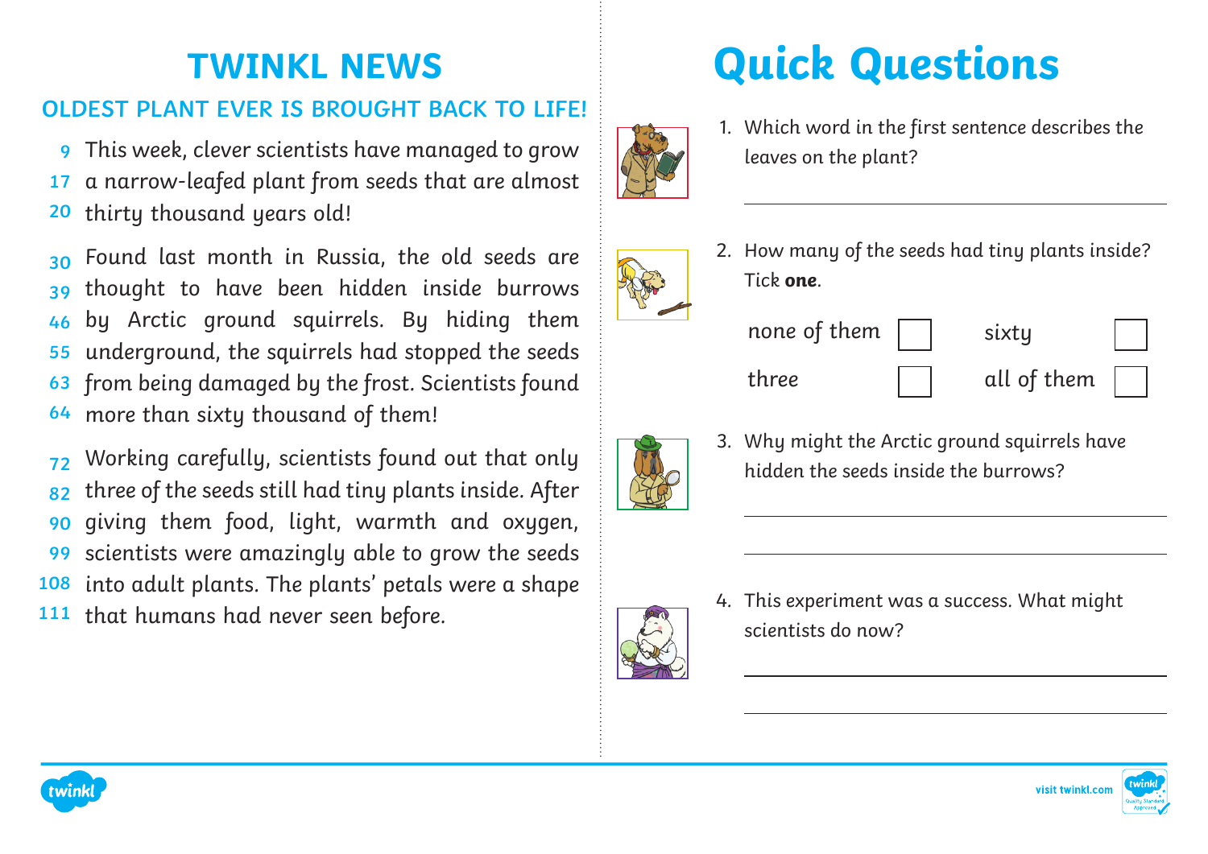# TWINKL NEWS

## OLDEST PLANT EVER IS BROUGHT BACK TO LIFE!

9 This week, clever scientists have managed to grow
17 a narrow-leafed plant from seeds that are almost
20 thirty thousand years old!

30 Found last month in Russia, the old seeds are
39 thought to have been hidden inside burrows
46 by Arctic ground squirrels. By hiding them
55 underground, the squirrels had stopped the seeds
63 from being damaged by the frost. Scientists found
64 more than sixty thousand of them!

72 Working carefully, scientists found out that only
82 three of the seeds still had tiny plants inside. After
90 giving them food, light, warmth and oxygen,
99 scientists were amazingly able to grow the seeds
108 into adult plants. The plants' petals were a shape
111 that humans had never seen before.

# Quick Questions

1. Which word in the first sentence describes the leaves on the plant?

___________________________

2. How many of the seeds had tiny plants inside? Tick **one**.

| | | | |
|---|---|---|---|
| none of them | ☐ | sixty | ☐ |
| three | ☐ | all of them | ☐ |

3. Why might the Arctic ground squirrels have hidden the seeds inside the burrows?

___________________________

___________________________

4. This experiment was a success. What might scientists do now?

___________________________

___________________________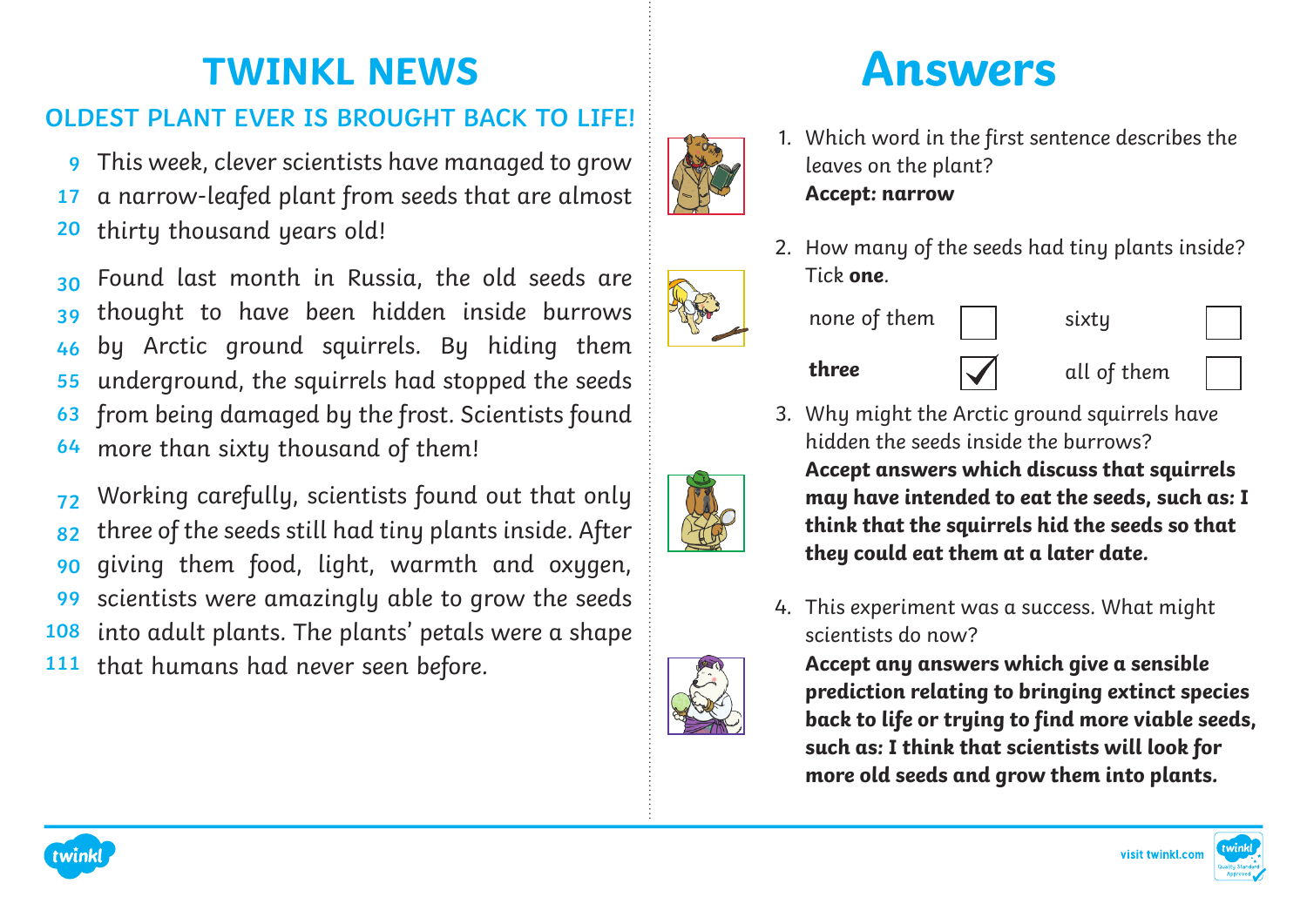# TWINKL NEWS

## OLDEST PLANT EVER IS BROUGHT BACK TO LIFE!

9 This week, clever scientists have managed to grow
17 a narrow-leafed plant from seeds that are almost
20 thirty thousand years old!

30 Found last month in Russia, the old seeds are
39 thought to have been hidden inside burrows
46 by Arctic ground squirrels. By hiding them
55 underground, the squirrels had stopped the seeds
63 from being damaged by the frost. Scientists found
64 more than sixty thousand of them!

72 Working carefully, scientists found out that only
82 three of the seeds still had tiny plants inside. After
90 giving them food, light, warmth and oxygen,
99 scientists were amazingly able to grow the seeds
108 into adult plants. The plants' petals were a shape
111 that humans had never seen before.

# Answers

1. Which word in the first sentence describes the leaves on the plant?
   **Accept: narrow**

2. How many of the seeds had tiny plants inside? Tick **one**.

   - ☐ none of them
   - ☑ **three**
   - ☐ sixty
   - ☐ all of them

3. Why might the Arctic ground squirrels have hidden the seeds inside the burrows?
   **Accept answers which discuss that squirrels may have intended to eat the seeds, such as: I think that the squirrels hid the seeds so that they could eat them at a later date.**

4. This experiment was a success. What might scientists do now?
   **Accept any answers which give a sensible prediction relating to bringing extinct species back to life or trying to find more viable seeds, such as: I think that scientists will look for more old seeds and grow them into plants.**